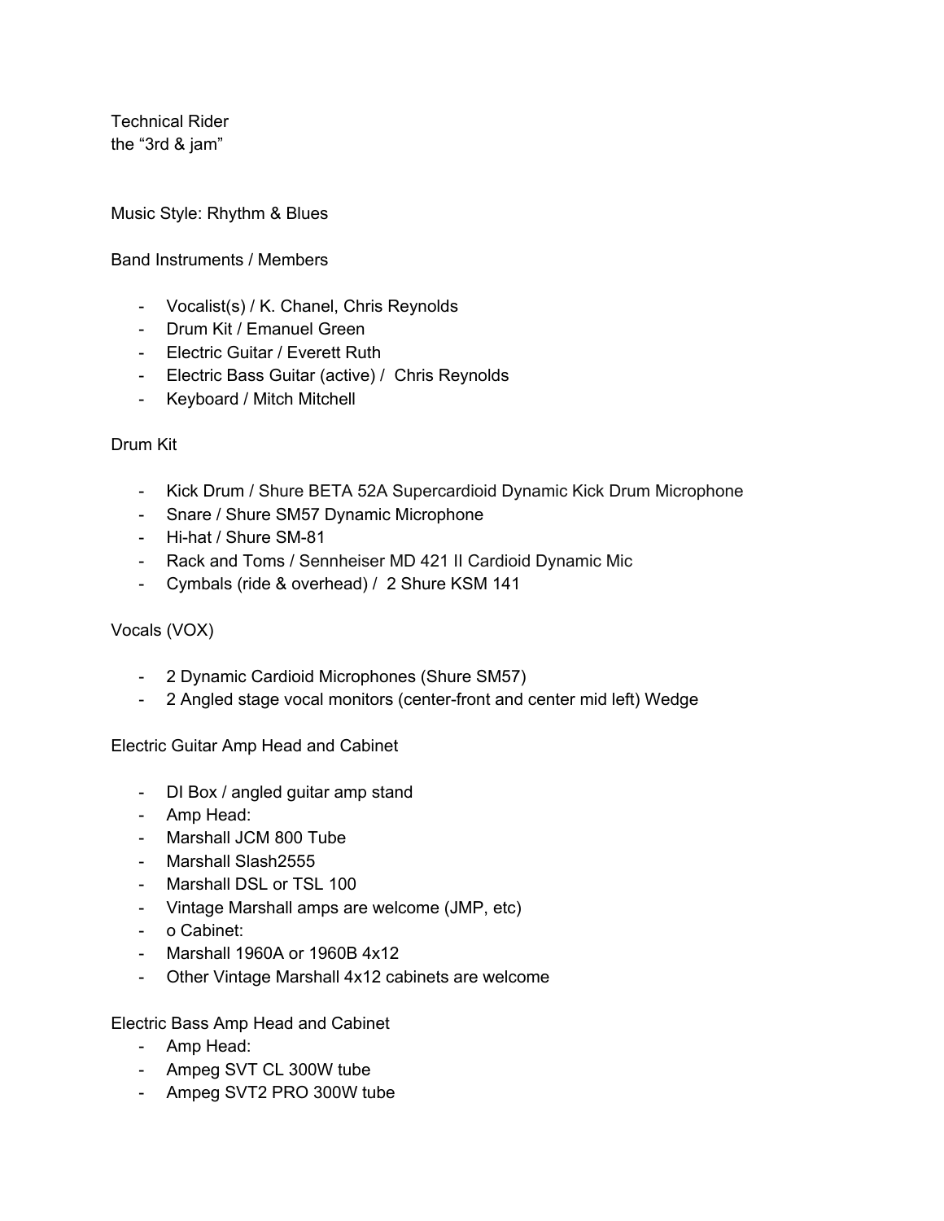Technical Rider
the "3rd & jam"

Music Style: Rhythm & Blues

Band Instruments / Members

- Vocalist(s) / K. Chanel, Chris Reynolds
- Drum Kit / Emanuel Green
- Electric Guitar / Everett Ruth
- Electric Bass Guitar (active) / Chris Reynolds
- Keyboard / Mitch Mitchell

Drum Kit

- Kick Drum / Shure BETA 52A Supercardioid Dynamic Kick Drum Microphone
- Snare / Shure SM57 Dynamic Microphone
- Hi-hat / Shure SM-81
- Rack and Toms / Sennheiser MD 421 II Cardioid Dynamic Mic
- Cymbals (ride & overhead) / 2 Shure KSM 141

Vocals (VOX)

- 2 Dynamic Cardioid Microphones (Shure SM57)
- 2 Angled stage vocal monitors (center-front and center mid left) Wedge

Electric Guitar Amp Head and Cabinet

- DI Box / angled guitar amp stand
- Amp Head:
- Marshall JCM 800 Tube
- Marshall Slash2555
- Marshall DSL or TSL 100
- Vintage Marshall amps are welcome (JMP, etc)
- o Cabinet:
- Marshall 1960A or 1960B 4x12
- Other Vintage Marshall 4x12 cabinets are welcome

Electric Bass Amp Head and Cabinet

- Amp Head:
- Ampeg SVT CL 300W tube
- Ampeg SVT2 PRO 300W tube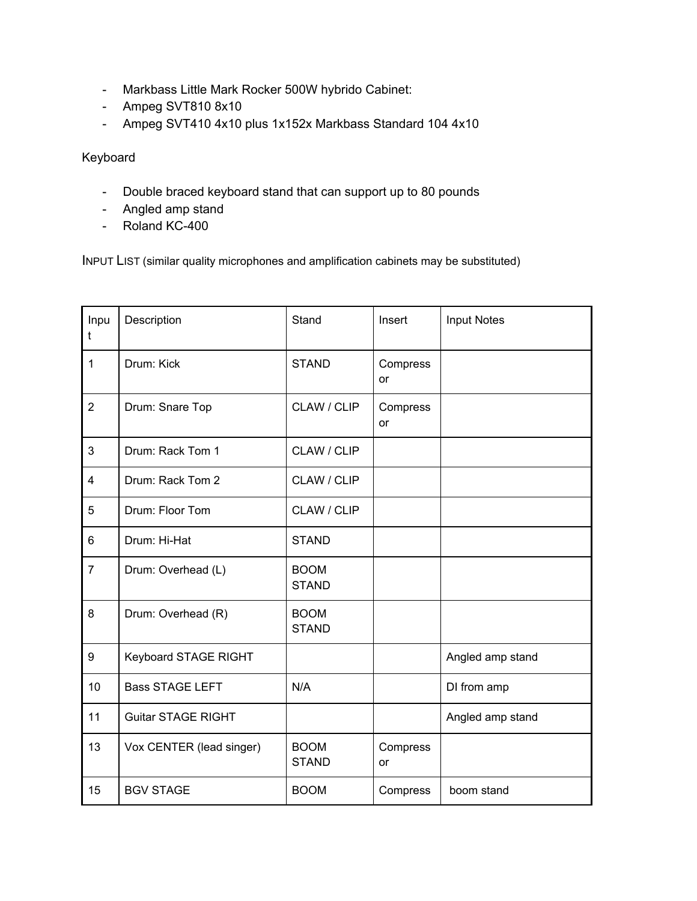- Markbass Little Mark Rocker 500W hybrido Cabinet:
- Ampeg SVT810 8x10
- Ampeg SVT410 4x10 plus 1x152x Markbass Standard 104 4x10

Keyboard

- Double braced keyboard stand that can support up to 80 pounds
- Angled amp stand
- Roland KC-400

INPUT LIST (similar quality microphones and amplification cabinets may be substituted)

| Input | Description | Stand | Insert | Input Notes |
|---|---|---|---|---|
| 1 | Drum: Kick | STAND | Compressor | |
| 2 | Drum: Snare Top | CLAW / CLIP | Compressor | |
| 3 | Drum: Rack Tom 1 | CLAW / CLIP | | |
| 4 | Drum: Rack Tom 2 | CLAW / CLIP | | |
| 5 | Drum: Floor Tom | CLAW / CLIP | | |
| 6 | Drum: Hi-Hat | STAND | | |
| 7 | Drum: Overhead (L) | BOOM STAND | | |
| 8 | Drum: Overhead (R) | BOOM STAND | | |
| 9 | Keyboard STAGE RIGHT | | | Angled amp stand |
| 10 | Bass STAGE LEFT | N/A | | DI from amp |
| 11 | Guitar STAGE RIGHT | | | Angled amp stand |
| 13 | Vox CENTER (lead singer) | BOOM STAND | Compressor | |
| 15 | BGV STAGE | BOOM | Compress | boom stand |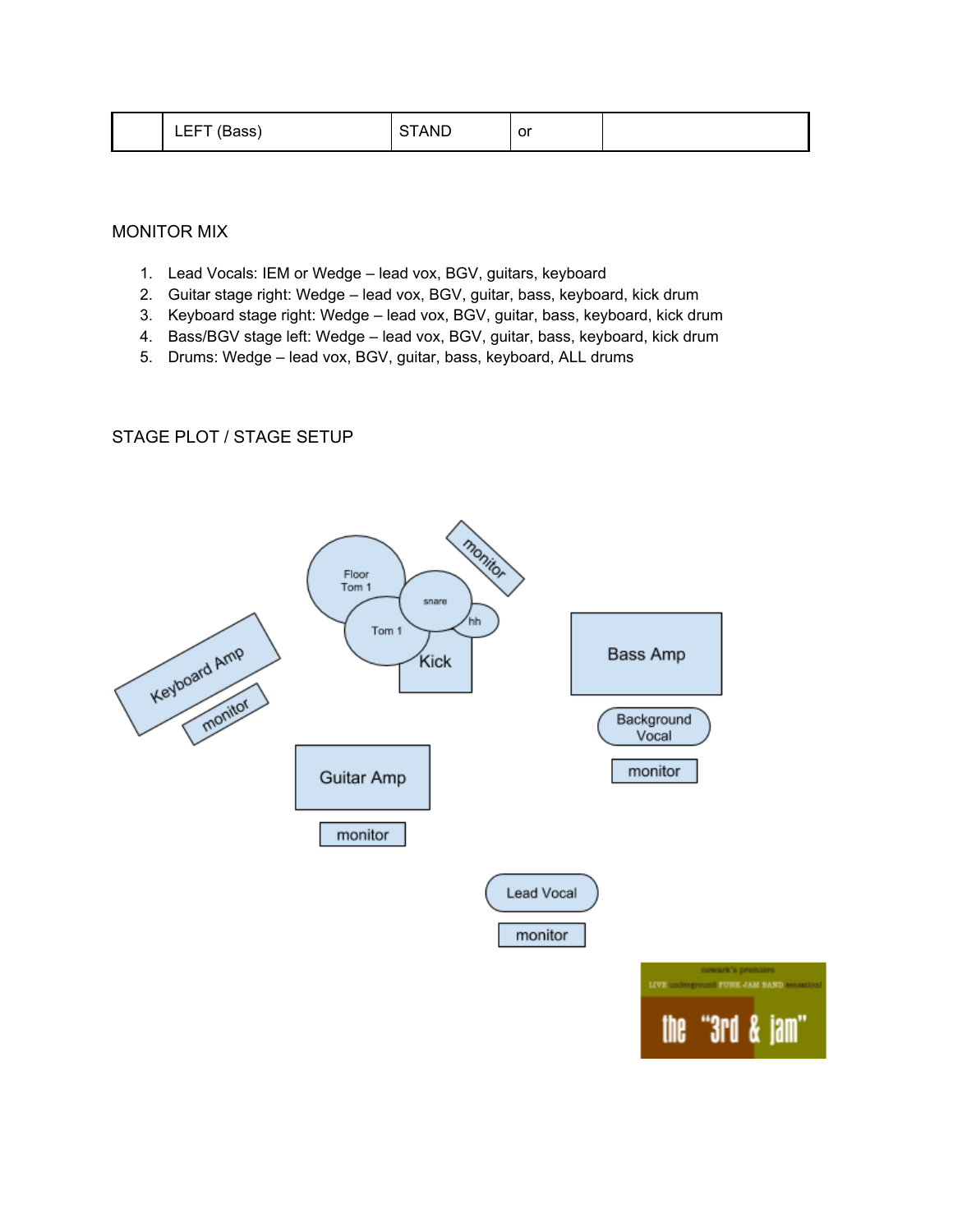| | LEFT (Bass) | STAND | or | |
|---|---|---|---|---|

MONITOR MIX

1. Lead Vocals: IEM or Wedge – lead vox, BGV, guitars, keyboard
2. Guitar stage right: Wedge – lead vox, BGV, guitar, bass, keyboard, kick drum
3. Keyboard stage right: Wedge – lead vox, BGV, guitar, bass, keyboard, kick drum
4. Bass/BGV stage left: Wedge – lead vox, BGV, guitar, bass, keyboard, kick drum
5. Drums: Wedge – lead vox, BGV, guitar, bass, keyboard, ALL drums

STAGE PLOT / STAGE SETUP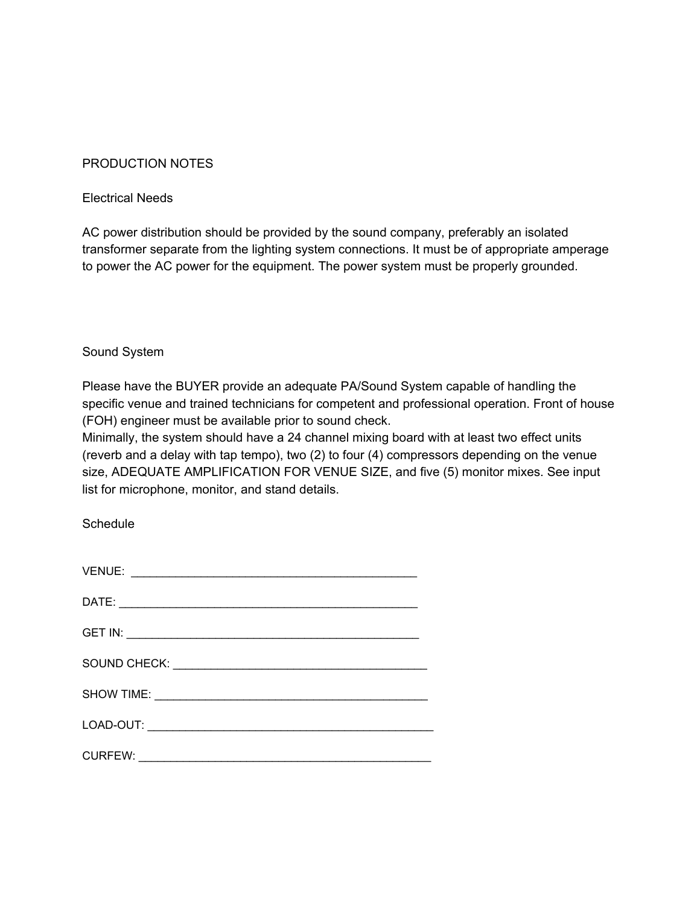# PRODUCTION NOTES

## Electrical Needs

AC power distribution should be provided by the sound company, preferably an isolated transformer separate from the lighting system connections. It must be of appropriate amperage to power the AC power for the equipment. The power system must be properly grounded.

## Sound System

Please have the BUYER provide an adequate PA/Sound System capable of handling the specific venue and trained technicians for competent and professional operation. Front of house (FOH) engineer must be available prior to sound check.
Minimally, the system should have a 24 channel mixing board with at least two effect units (reverb and a delay with tap tempo), two (2) to four (4) compressors depending on the venue size, ADEQUATE AMPLIFICATION FOR VENUE SIZE, and five (5) monitor mixes. See input list for microphone, monitor, and stand details.

## Schedule

VENUE: _______________________________________________

DATE: ________________________________________________

GET IN: ______________________________________________

SOUND CHECK: _________________________________________

SHOW TIME: ___________________________________________

LOAD-OUT: ____________________________________________

CURFEW: ______________________________________________